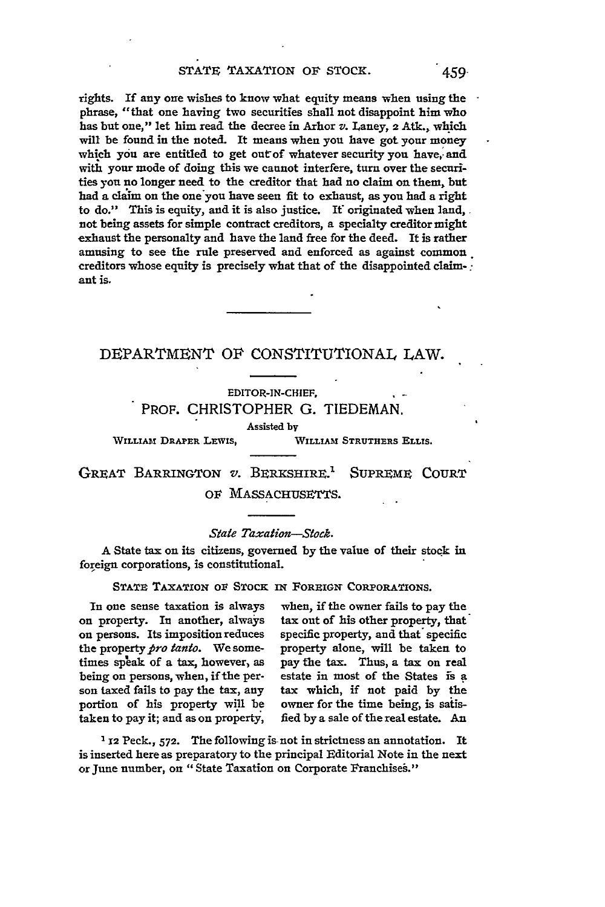rights. If any one wishes to know what equity means when using the phrase, "that one having two securities shall not disappoint him who has but one," let him read the decree in Arhor *v.* Laney, 2 Atk., which will be found in the noted. It means when you have got your money which you are entitled to get out of whatever security you have, and with your mode of doing this we cannot interfere, turn over the securities you no longer need to the creditor that had no claim on them, but had a claim on the one you have seen fit to exhaust, as you had a right to do." This is equity, and it is also justice. It originated when land, not being assets for simple contract creditors, a specialty creditor might exhaust the personalty and have the land free for the deed. It is rather amusing to see the rule preserved and enforced as against common creditors whose equity is precisely what that of the disappointed claimant is.

---

## DEPARTMENT OF CONSTITUTIONAL LAW.

EDITOR-IN-CHIEF,

PROF. CHRISTOPHER G. TIEDEMAN.

Assisted by

WILLIAM DRAPER LEWIS, WILLIAM STRUTHERS ELLIS.

---

### GREAT BARRINGTON *v.* BERKSHIRE.[1] SUPREME COURT OF MASSACHUSETTS.

---

*State Taxation—Stock.*

A State tax on its citizens, governed by the value of their stock in foreign corporations, is constitutional.

STATE TAXATION OF STOCK IN FOREIGN CORPORATIONS.

In one sense taxation is always on property. In another, always on persons. Its imposition reduces the property *pro tanto*. We sometimes speak of a tax, however, as being on persons, when, if the person taxed fails to pay the tax, any portion of his property will be taken to pay it; and as on property, when, if the owner fails to pay the tax out of his other property, that specific property, and that specific property alone, will be taken to pay the tax. Thus, a tax on real estate in most of the States is a tax which, if not paid by the owner for the time being, is satisfied by a sale of the real estate. An

[1] 12 Peck., 572. The following is not in strictness an annotation. It is inserted here as preparatory to the principal Editorial Note in the next or June number, on "State Taxation on Corporate Franchises."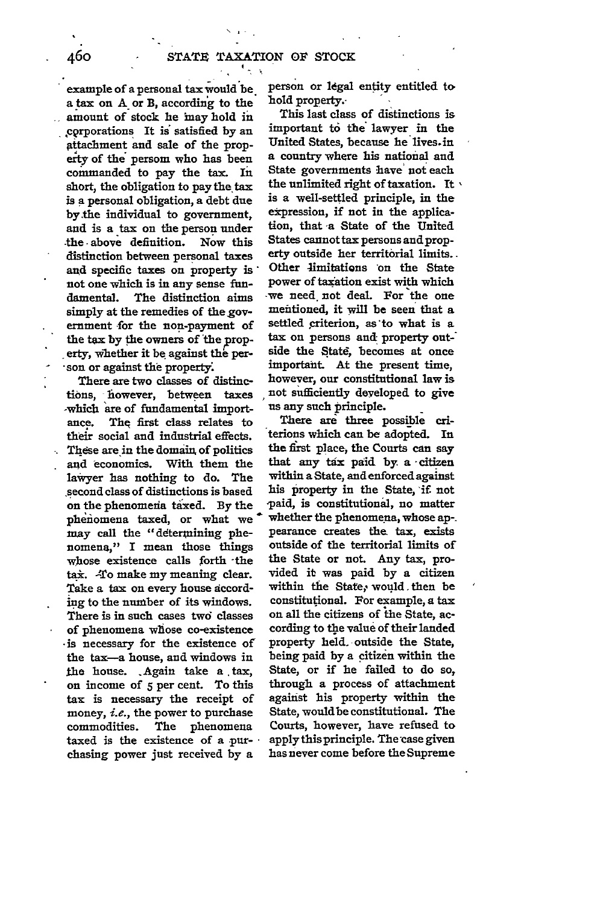example of a personal tax would be a tax on A or B, according to the amount of stock he may hold in corporations It is satisfied by an attachment and sale of the property of the persom who has been commanded to pay the tax. In short, the obligation to pay the tax is a personal obligation, a debt due by the individual to government, and is a tax on the person under the above definition. Now this distinction between personal taxes and specific taxes on property is not one which is in any sense fundamental. The distinction aims simply at the remedies of the government for the non-payment of the tax by the owners of the property, whether it be against the person or against the property.

There are two classes of distinctions, however, between taxes which are of fundamental importance. The first class relates to their social and industrial effects. These are in the domain of politics and economics. With them the lawyer has nothing to do. The second class of distinctions is based on the phenomena taxed. By the phenomena taxed, or what we may call the "determining phenomena," I mean those things whose existence calls forth the tax. To make my meaning clear. Take a tax on every house according to the number of its windows. There is in such cases two classes of phenomena whose co-existence is necessary for the existence of the tax—a house, and windows in the house. Again take a tax, on income of 5 per cent. To this tax is necessary the receipt of money, *i.e.*, the power to purchase commodities. The phenomena taxed is the existence of a purchasing power just received by a person or legal entity entitled to hold property.

This last class of distinctions is important to the lawyer in the United States, because he lives in a country where his national and State governments have not each the unlimited right of taxation. It is a well-settled principle, in the expression, if not in the application, that a State of the United States cannot tax persons and property outside her territorial limits. Other limitations on the State power of taxation exist with which we need not deal. For the one mentioned, it will be seen that a settled criterion, as to what is a tax on persons and property outside the State, becomes at once important. At the present time, however, our constitutional law is not sufficiently developed to give us any such principle.

There are three possible criterions which can be adopted. In the first place, the Courts can say that any tax paid by a citizen within a State, and enforced against his property in the State, if not paid, is constitutional, no matter whether the phenomena, whose appearance creates the tax, exists outside of the territorial limits of the State or not. Any tax, provided it was paid by a citizen within the State, would then be constitutional. For example, a tax on all the citizens of the State, according to the value of their landed property held outside the State, being paid by a citizen within the State, or if he failed to do so, through a process of attachment against his property within the State, would be constitutional. The Courts, however, have refused to apply this principle. The case given has never come before the Supreme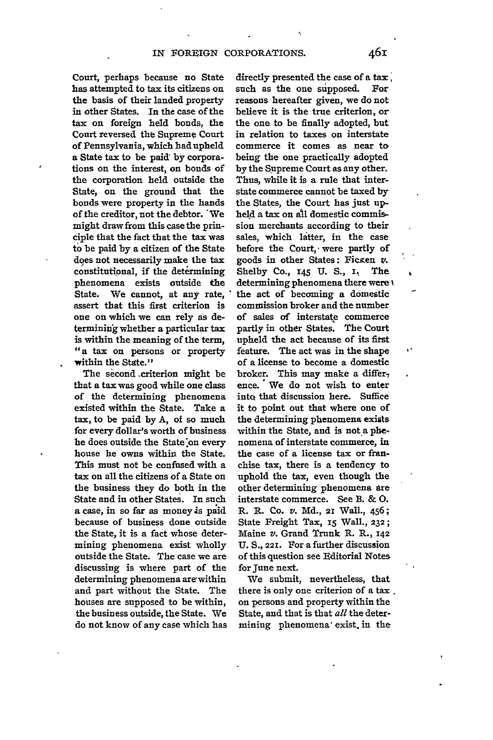Court, perhaps because no State has attempted to tax its citizens on the basis of their landed property in other States. In the case of the tax on foreign held bonds, the Court reversed the Supreme Court of Pennsylvania, which had upheld a State tax to be paid by corporations on the interest, on bonds of the corporation held outside the State, on the ground that the bonds were property in the hands of the creditor, not the debtor. We might draw from this case the principle that the fact that the tax was to be paid by a citizen of the State does not necessarily make the tax constitutional, if the determining phenomena exists outside the State. We cannot, at any rate, assert that this first criterion is one on which we can rely as determining whether a particular tax is within the meaning of the term, "a tax on persons or property within the State."

The second criterion might be that a tax was good while one class of the determining phenomena existed within the State. Take a tax, to be paid by A, of so much for every dollar's worth of business he does outside the State on every house he owns within the State. This must not be confused with a tax on all the citizens of a State on the business they do both in the State and in other States. In such a case, in so far as money is paid because of business done outside the State, it is a fact whose determining phenomena exist wholly outside the State. The case we are discussing is where part of the determining phenomena are within and part without the State. The houses are supposed to be within, the business outside, the State. We do not know of any case which has directly presented the case of a tax such as the one supposed. For reasons hereafter given, we do not believe it is the true criterion, or the one to be finally adopted, but in relation to taxes on interstate commerce it comes as near to being the one practically adopted by the Supreme Court as any other. Thus, while it is a rule that interstate commerce cannot be taxed by the States, the Court has just upheld a tax on all domestic commission merchants according to their sales, which latter, in the case before the Court, were partly of goods in other States: Ficken *v.* Shelby Co., 145 U. S., 1. The determining phenomena there were the act of becoming a domestic commission broker and the number of sales of interstate commerce partly in other States. The Court upheld the act because of its first feature. The act was in the shape of a license to become a domestic broker. This may make a difference. We do not wish to enter into that discussion here. Suffice it to point out that where one of the determining phenomena exists within the State, and is not a phenomena of interstate commerce, in the case of a license tax or franchise tax, there is a tendency to uphold the tax, even though the other determining phenomena are interstate commerce. See B. & O. R. R. Co. *v.* Md., 21 Wall., 456; State Freight Tax, 15 Wall., 232; Maine *v.* Grand Trunk R. R., 142 U. S., 221. For a further discussion of this question see Editorial Notes for June next.

We submit, nevertheless, that there is only one criterion of a tax on persons and property within the State, and that is that *all* the determining phenomena exist in the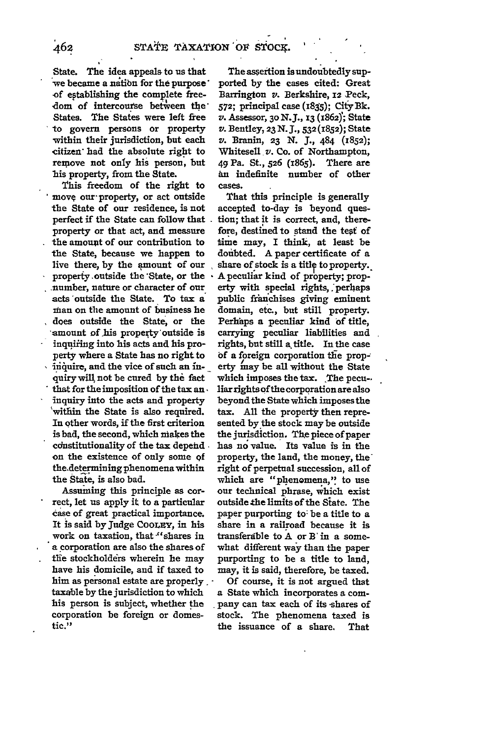State. The idea appeals to us that we became a nation for the purpose of establishing the complete freedom of intercourse between the States. The States were left free to govern persons or property within their jurisdiction, but each citizen had the absolute right to remove not only his person, but his property, from the State.

This freedom of the right to move our property, or act outside the State of our residence, is not perfect if the State can follow that property or that act, and measure the amount of our contribution to the State, because we happen to live there, by the amount of our property outside the State, or the number, nature or character of our acts outside the State. To tax a man on the amount of business he does outside the State, or the amount of his property outside is inquiring into his acts and his property where a State has no right to inquire, and the vice of such an inquiry will not be cured by the fact that for the imposition of the tax an inquiry into the acts and property within the State is also required. In other words, if the first criterion is bad, the second, which makes the constitutionality of the tax depend on the existence of only some of the determining phenomena within the State, is also bad.

Assuming this principle as correct, let us apply it to a particular case of great practical importance. It is said by Judge COOLEY, in his work on taxation, that "shares in a corporation are also the shares of the stockholders wherein he may have his domicile, and if taxed to him as personal estate are properly taxable by the jurisdiction to which his person is subject, whether the corporation be foreign or domestic."

The assertion is undoubtedly supported by the cases cited: Great Barrington *v.* Berkshire, 12 Peck, 572; principal case (1835); City Bk. *v.* Assessor, 30 N. J., 13 (1862); State *v.* Bentley, 23 N. J., 532 (1852); State *v.* Branin, 23 N. J., 484 (1852); Whitesell *v.* Co. of Northampton, 49 Pa. St., 526 (1865). There are an indefinite number of other cases.

That this principle is generally accepted to-day is beyond question; that it is correct, and, therefore, destined to stand the test of time may, I think, at least be doubted. A paper certificate of a share of stock is a title to property. A peculiar kind of property; property with special rights, perhaps public franchises giving eminent domain, etc., but still property. Perhaps a peculiar kind of title, carrying peculiar liabilities and rights, but still a title. In the case of a foreign corporation the property may be all without the State which imposes the tax. The peculiar rights of the corporation are also beyond the State which imposes the tax. All the property then represented by the stock may be outside the jurisdiction. The piece of paper has no value. Its value is in the property, the land, the money, the right of perpetual succession, all of which are "phenomena," to use our technical phrase, which exist outside the limits of the State. The paper purporting to be a title to a share in a railroad because it is transferable to A or B in a somewhat different way than the paper purporting to be a title to land, may, it is said, therefore, be taxed.

Of course, it is not argued that a State which incorporates a company can tax each of its shares of stock. The phenomena taxed is the issuance of a share. That